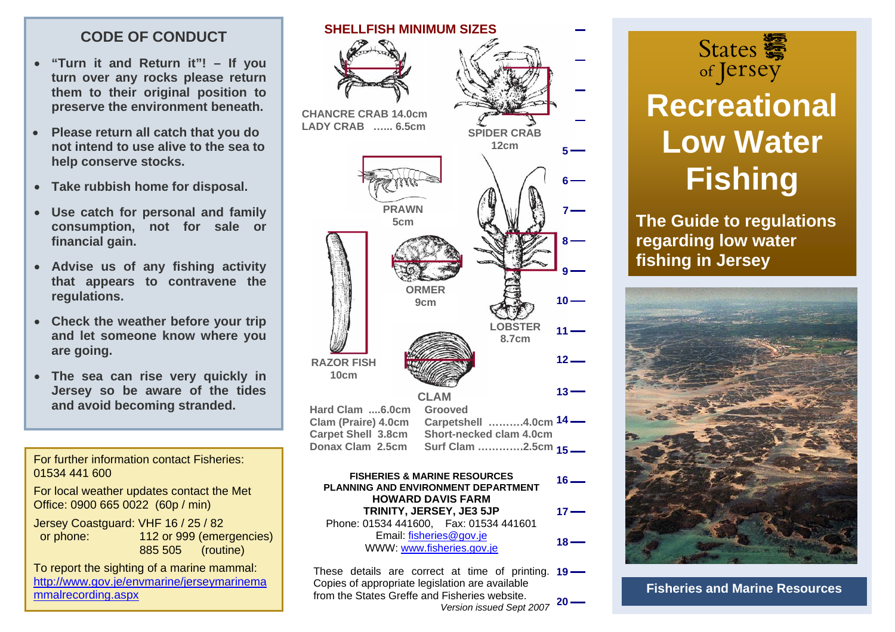## CODE OF CONDUCT

- **"Turn it and Return it"! – If you turn over any rocks please return them to their original position to preserve the environment beneath.**
- **Please return all catch that you do not intend to use alive to the sea to help conserve stocks.**
- **Take rubbish home for disposal.**
- **Use catch for personal and family consumption, not for sale or financial gain.**
- **Advise us of any fishing activity that appears to contravene the regulations.**
- **Check the weather before your trip and let someone know where you are going.**
- **The sea can rise very quickly in Jersey so be aware of the tides and avoid becoming stranded.**

For further information contact Fisheries: 01534 441 600

For local weather updates contact the Met Office: 0900 665 0022 (60p / min)

Jersey Coastguard: VHF 16 / 25 / 82
or phone: 112 or 999 (emergencies)
885 505 (routine)

To report the sighting of a marine mammal: http://www.gov.je/envmarine/jerseymarinemammalrecording.aspx

## SHELLFISH MINIMUM SIZES

**CHANCRE CRAB 14.0cm**
**LADY CRAB ...... 6.5cm**

**SPIDER CRAB 12cm**

**PRAWN 5cm**

**ORMER 9cm**

**LOBSTER 8.7cm**

**RAZOR FISH 10cm**

**CLAM**

**Hard Clam ....6.0cm**
**Clam (Praire) 4.0cm**
**Carpet Shell 3.8cm**
**Donax Clam 2.5cm**
**Grooved Carpetshell ..........4.0cm**
**Short-necked clam 4.0cm**
**Surf Clam .............2.5cm**

**FISHERIES & MARINE RESOURCES**
**PLANNING AND ENVIRONMENT DEPARTMENT**
**HOWARD DAVIS FARM**
**TRINITY, JERSEY, JE3 5JP**
Phone: 01534 441600, Fax: 01534 441601
Email: fisheries@gov.je
WWW: www.fisheries.gov.je

These details are correct at time of printing. Copies of appropriate legislation are available from the States Greffe and Fisheries website.

*Version issued Sept 2007*

States of Jersey

# Recreational Low Water Fishing

**The Guide to regulations regarding low water fishing in Jersey**

**Fisheries and Marine Resources**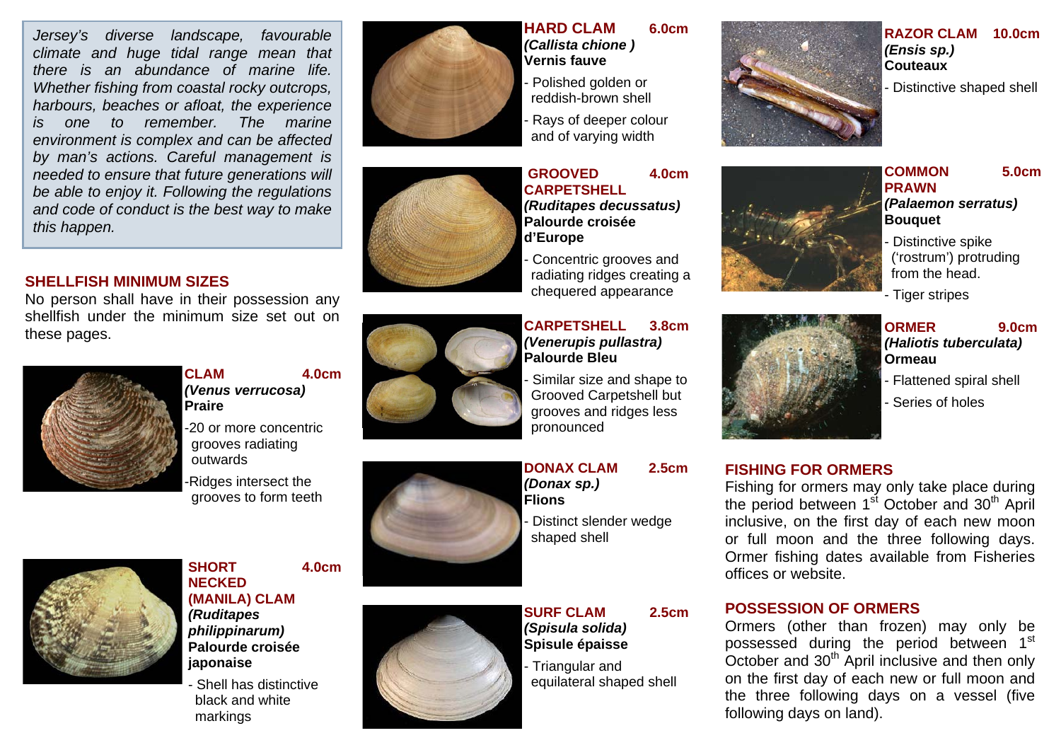*Jersey's diverse landscape, favourable climate and huge tidal range mean that there is an abundance of marine life. Whether fishing from coastal rocky outcrops, harbours, beaches or afloat, the experience is one to remember. The marine environment is complex and can be affected by man's actions. Careful management is needed to ensure that future generations will be able to enjoy it. Following the regulations and code of conduct is the best way to make this happen.*

## SHELLFISH MINIMUM SIZES

No person shall have in their possession any shellfish under the minimum size set out on these pages.

**CLAM 4.0cm**
***(Venus verrucosa)***
**Praire**

- 20 or more concentric grooves radiating outwards
- Ridges intersect the grooves to form teeth

**SHORT NECKED (MANILA) CLAM 4.0cm**
***(Ruditapes philippinarum)***
**Palourde croisée japonaise**

- Shell has distinctive black and white markings

**HARD CLAM 6.0cm**
***(Callista chione )***
**Vernis fauve**

- Polished golden or reddish-brown shell
- Rays of deeper colour and of varying width

**GROOVED CARPETSHELL 4.0cm**
***(Ruditapes decussatus)***
**Palourde croisée d'Europe**

- Concentric grooves and radiating ridges creating a chequered appearance

**CARPETSHELL 3.8cm**
***(Venerupis pullastra)***
**Palourde Bleu**

- Similar size and shape to Grooved Carpetshell but grooves and ridges less pronounced

**DONAX CLAM 2.5cm**
***(Donax sp.)***
**Flions**

- Distinct slender wedge shaped shell

**SURF CLAM 2.5cm**
***(Spisula solida)***
**Spisule épaisse**

- Triangular and equilateral shaped shell

**RAZOR CLAM 10.0cm**
***(Ensis sp.)***
**Couteaux**

- Distinctive shaped shell

**COMMON PRAWN 5.0cm**
***(Palaemon serratus)***
**Bouquet**

- Distinctive spike ('rostrum') protruding from the head.
- Tiger stripes

**ORMER 9.0cm**
***(Haliotis tuberculata)***
**Ormeau**

- Flattened spiral shell
- Series of holes

## FISHING FOR ORMERS

Fishing for ormers may only take place during the period between 1st October and 30th April inclusive, on the first day of each new moon or full moon and the three following days. Ormer fishing dates available from Fisheries offices or website.

## POSSESSION OF ORMERS

Ormers (other than frozen) may only be possessed during the period between 1st October and 30th April inclusive and then only on the first day of each new or full moon and the three following days on a vessel (five following days on land).